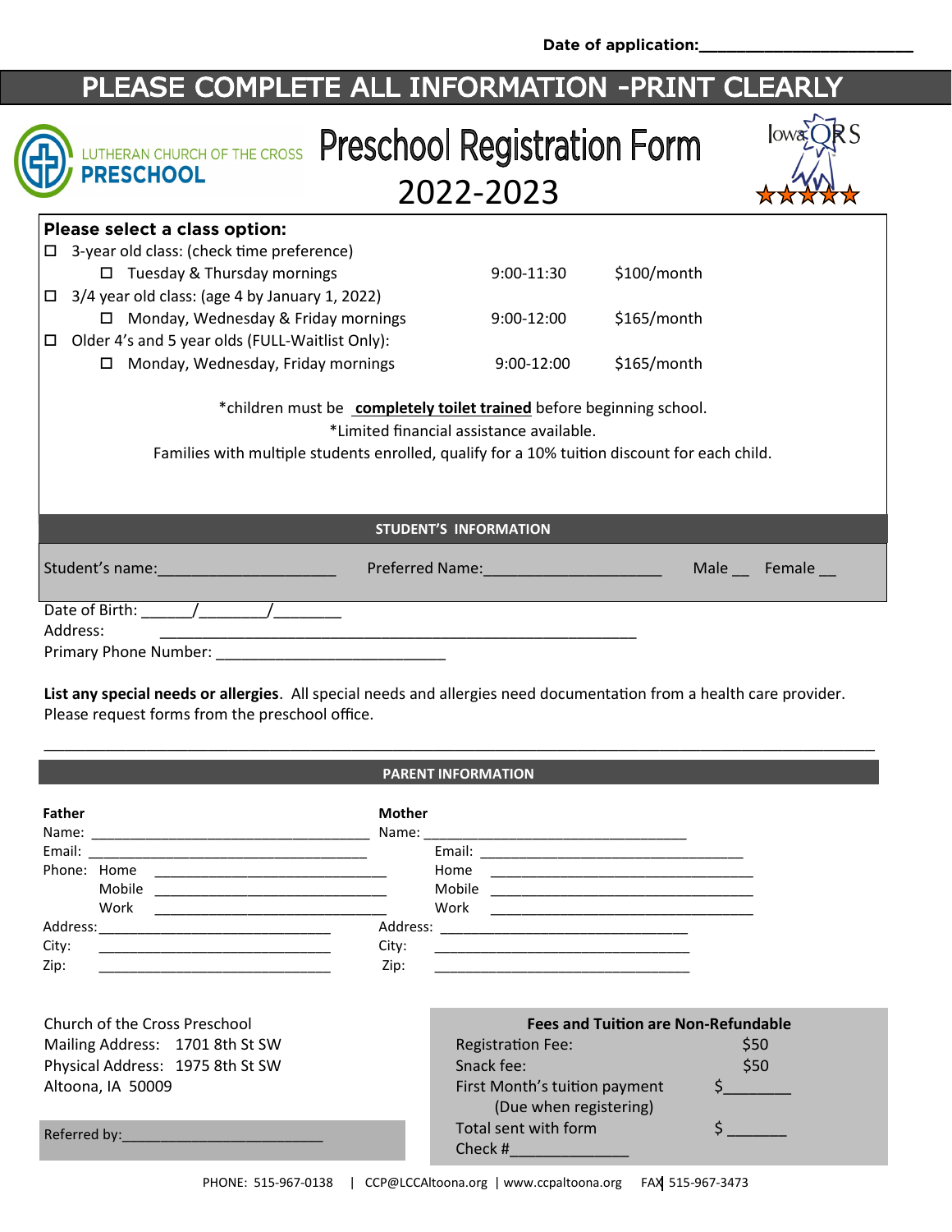Date of application:______________________

# PLEASE COMPLETE ALL INFORMATION -PRINT CLEARLY

LUTHERAN CHURCH OF THE CROSS **PRESCHOOL**

# Preschool Registration Form 2022-2023

Iowa QRS ★★★★★

**Please select a class option:**

| | | |
|---|---|---|
| ☐ 3-year old class: (check time preference) | | |
| ☐ Tuesday & Thursday mornings | 9:00-11:30 | $100/month |
| ☐ 3/4 year old class: (age 4 by January 1, 2022) | | |
| ☐ Monday, Wednesday & Friday mornings | 9:00-12:00 | $165/month |
| ☐ Older 4's and 5 year olds (FULL-Waitlist Only): | | |
| ☐ Monday, Wednesday, Friday mornings | 9:00-12:00 | $165/month |

*children must be **completely toilet trained** before beginning school.

*Limited financial assistance available.

Families with multiple students enrolled, qualify for a 10% tuition discount for each child.

## STUDENT'S INFORMATION

Student's name:_____________________ Preferred Name:_____________________ Male __ Female __

Date of Birth: ______/________/________

Address: ___________________________________________________________

Primary Phone Number: ___________________________

**List any special needs or allergies**. All special needs and allergies need documentation from a health care provider. Please request forms from the preschool office.

_____________________________________________________________________________________________

## PARENT INFORMATION

**Father**

Name: ____________________________________

Email: ____________________________________

Phone: Home ______________________________

Mobile ______________________________

Work ______________________________

Address:______________________________

City: ______________________________

Zip: ______________________________

**Mother**

Name: ____________________________________

Email: ____________________________________

Home ______________________________

Mobile ______________________________

Work ______________________________

Address: ______________________________

City: ______________________________

Zip: ______________________________

Church of the Cross Preschool
Mailing Address: 1701 8th St SW
Physical Address: 1975 8th St SW
Altoona, IA 50009

Referred by:__________________________

**Fees and Tuition are Non-Refundable**

| | |
|---|---|
| Registration Fee: | $50 |
| Snack fee: | $50 |
| First Month's tuition payment (Due when registering) | $________ |
| Total sent with form | $ _______ |
| Check #______________ | |

PHONE: 515-967-0138 | CCP@LCCAltoona.org | www.ccpaltoona.org FAX 515-967-3473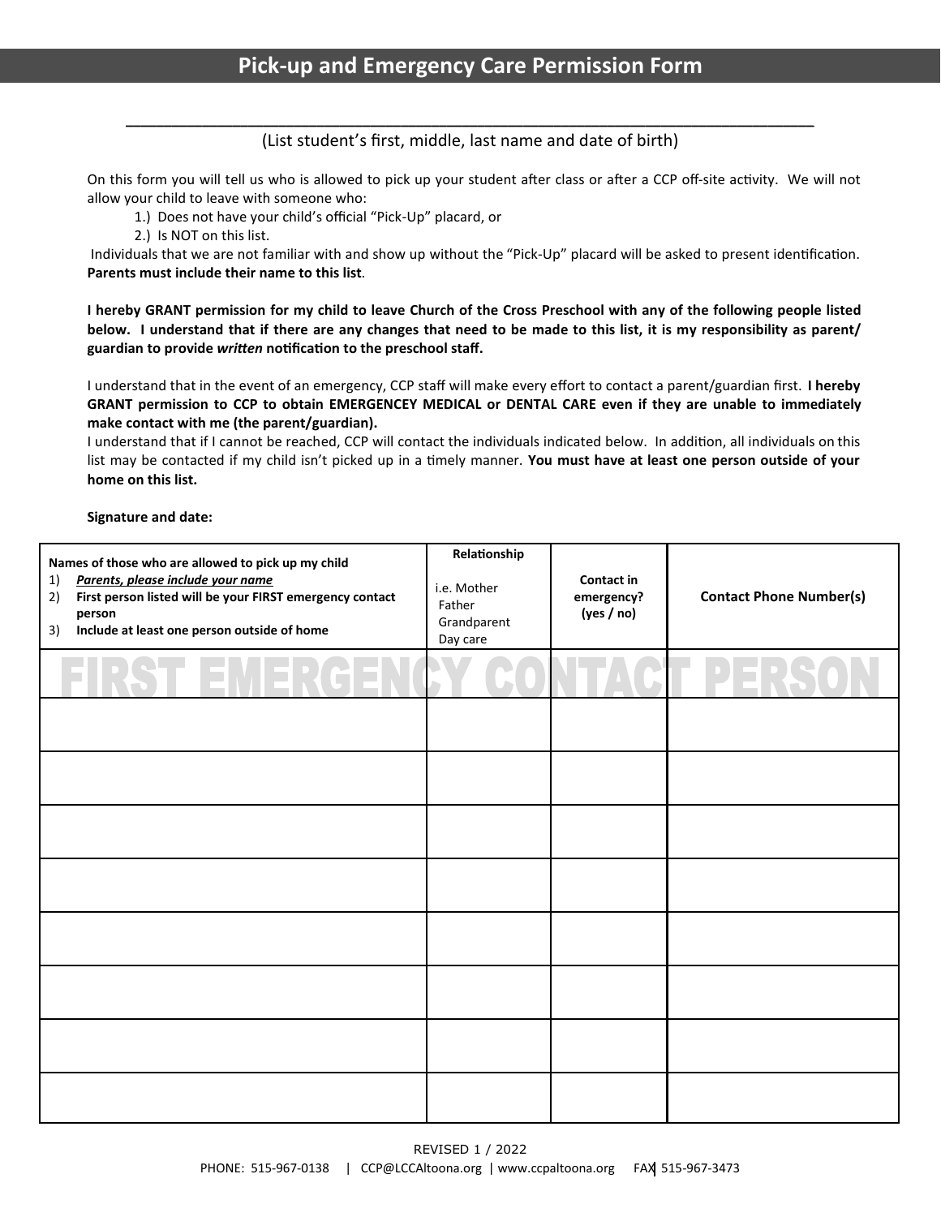# Pick-up and Emergency Care Permission Form

\_\_\_\_\_\_\_\_\_\_\_\_\_\_\_\_\_\_\_\_\_\_\_\_\_\_\_\_\_\_\_\_\_\_\_\_\_\_\_\_\_\_\_\_\_\_\_\_\_\_\_\_\_\_\_\_\_\_\_\_\_\_\_\_\_\_\_\_

(List student's first, middle, last name and date of birth)

On this form you will tell us who is allowed to pick up your student after class or after a CCP off-site activity. We will not allow your child to leave with someone who:

1.) Does not have your child's official "Pick-Up" placard, or
2.) Is NOT on this list.

Individuals that we are not familiar with and show up without the "Pick-Up" placard will be asked to present identification. **Parents must include their name to this list**.

**I hereby GRANT permission for my child to leave Church of the Cross Preschool with any of the following people listed below. I understand that if there are any changes that need to be made to this list, it is my responsibility as parent/ guardian to provide *written* notification to the preschool staff.**

I understand that in the event of an emergency, CCP staff will make every effort to contact a parent/guardian first. **I hereby GRANT permission to CCP to obtain EMERGENCEY MEDICAL or DENTAL CARE even if they are unable to immediately make contact with me (the parent/guardian).**

I understand that if I cannot be reached, CCP will contact the individuals indicated below. In addition, all individuals on this list may be contacted if my child isn't picked up in a timely manner. **You must have at least one person outside of your home on this list.**

**Signature and date:**

| Names of those who are allowed to pick up my child<br>1) ***Parents, please include your name***<br>2) **First person listed will be your FIRST emergency contact person**<br>3) **Include at least one person outside of home** | **Relationship**<br>i.e. Mother<br>Father<br>Grandparent<br>Day care | **Contact in emergency? (yes / no)** | **Contact Phone Number(s)** |
|---|---|---|---|
| FIRST EMERGENCY CONTACT PERSON | | | |
| | | | |
| | | | |
| | | | |
| | | | |
| | | | |
| | | | |
| | | | |
| | | | |

REVISED 1 / 2022

PHONE: 515-967-0138 | CCP@LCCAltoona.org | www.ccpaltoona.org FAX 515-967-3473